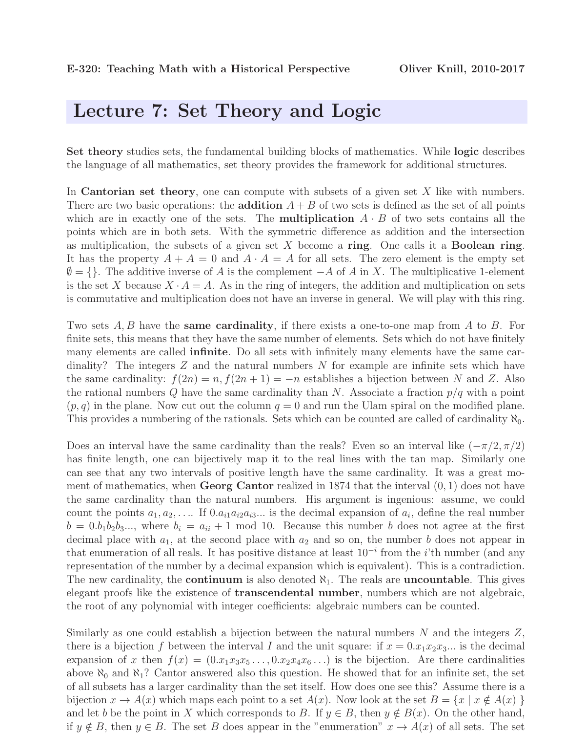# Lecture 7: Set Theory and Logic

**Set theory** studies sets, the fundamental building blocks of mathematics. While **logic** describes the language of all mathematics, set theory provides the framework for additional structures.

In **Cantorian set theory**, one can compute with subsets of a given set $X$ like with numbers. There are two basic operations: the **addition** $A + B$ of two sets is defined as the set of all points which are in exactly one of the sets. The **multiplication** $A \cdot B$ of two sets contains all the points which are in both sets. With the symmetric difference as addition and the intersection as multiplication, the subsets of a given set $X$ become a **ring**. One calls it a **Boolean ring**. It has the property $A + A = 0$ and $A \cdot A = A$ for all sets. The zero element is the empty set $\emptyset = \{\}$. The additive inverse of $A$ is the complement $-A$ of $A$ in $X$. The multiplicative 1-element is the set $X$ because $X \cdot A = A$. As in the ring of integers, the addition and multiplication on sets is commutative and multiplication does not have an inverse in general. We will play with this ring.

Two sets $A, B$ have the **same cardinality**, if there exists a one-to-one map from $A$ to $B$. For finite sets, this means that they have the same number of elements. Sets which do not have finitely many elements are called **infinite**. Do all sets with infinitely many elements have the same cardinality? The integers $Z$ and the natural numbers $N$ for example are infinite sets which have the same cardinality: $f(2n) = n, f(2n+1) = -n$ establishes a bijection between $N$ and $Z$. Also the rational numbers $Q$ have the same cardinality than $N$. Associate a fraction $p/q$ with a point $(p, q)$ in the plane. Now cut out the column $q = 0$ and run the Ulam spiral on the modified plane. This provides a numbering of the rationals. Sets which can be counted are called of cardinality $\aleph_0$.

Does an interval have the same cardinality than the reals? Even so an interval like $(-\pi/2, \pi/2)$ has finite length, one can bijectively map it to the real lines with the tan map. Similarly one can see that any two intervals of positive length have the same cardinality. It was a great moment of mathematics, when **Georg Cantor** realized in 1874 that the interval $(0, 1)$ does not have the same cardinality than the natural numbers. His argument is ingenious: assume, we could count the points $a_1, a_2, \ldots$. If $0.a_{i1}a_{i2}a_{i3}...$ is the decimal expansion of $a_i$, define the real number $b = 0.b_1b_2b_3...$, where $b_i = a_{ii} + 1 \bmod 10$. Because this number $b$ does not agree at the first decimal place with $a_1$, at the second place with $a_2$ and so on, the number $b$ does not appear in that enumeration of all reals. It has positive distance at least $10^{-i}$ from the $i$'th number (and any representation of the number by a decimal expansion which is equivalent). This is a contradiction. The new cardinality, the **continuum** is also denoted $\aleph_1$. The reals are **uncountable**. This gives elegant proofs like the existence of **transcendental number**, numbers which are not algebraic, the root of any polynomial with integer coefficients: algebraic numbers can be counted.

Similarly as one could establish a bijection between the natural numbers $N$ and the integers $Z$, there is a bijection $f$ between the interval $I$ and the unit square: if $x = 0.x_1x_2x_3...$ is the decimal expansion of $x$ then $f(x) = (0.x_1x_3x_5\ldots, 0.x_2x_4x_6\ldots)$ is the bijection. Are there cardinalities above $\aleph_0$ and $\aleph_1$? Cantor answered also this question. He showed that for an infinite set, the set of all subsets has a larger cardinality than the set itself. How does one see this? Assume there is a bijection $x \to A(x)$ which maps each point to a set $A(x)$. Now look at the set $B = \{x \mid x \notin A(x)\}$ and let $b$ be the point in $X$ which corresponds to $B$. If $y \in B$, then $y \notin B(x)$. On the other hand, if $y \notin B$, then $y \in B$. The set $B$ does appear in the "enumeration" $x \to A(x)$ of all sets. The set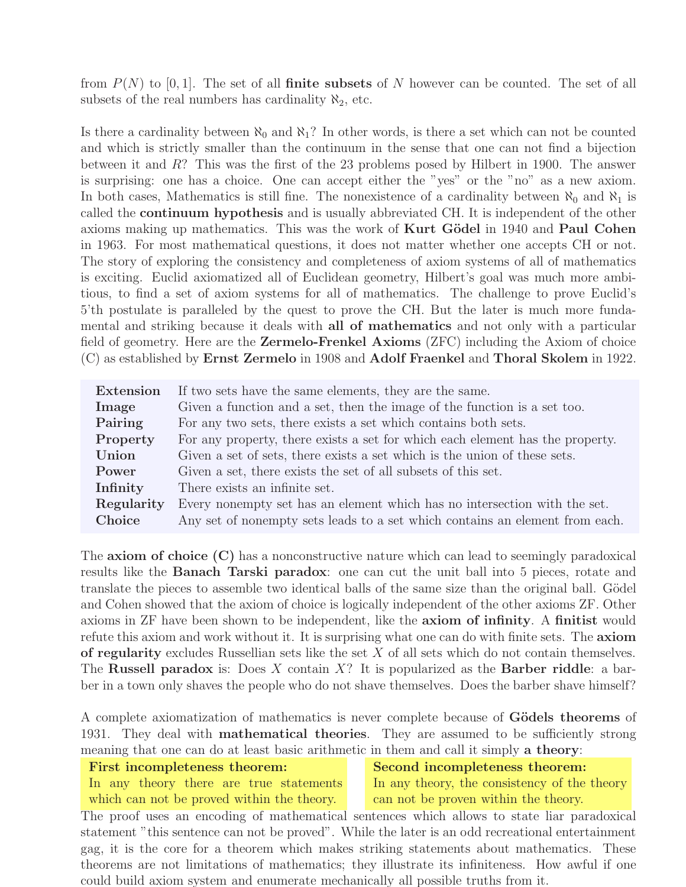from $P(N)$ to $[0,1]$. The set of all **finite subsets** of $N$ however can be counted. The set of all subsets of the real numbers has cardinality $\aleph_2$, etc.

Is there a cardinality between $\aleph_0$ and $\aleph_1$? In other words, is there a set which can not be counted and which is strictly smaller than the continuum in the sense that one can not find a bijection between it and $R$? This was the first of the 23 problems posed by Hilbert in 1900. The answer is surprising: one has a choice. One can accept either the "yes" or the "no" as a new axiom. In both cases, Mathematics is still fine. The nonexistence of a cardinality between $\aleph_0$ and $\aleph_1$ is called the **continuum hypothesis** and is usually abbreviated CH. It is independent of the other axioms making up mathematics. This was the work of **Kurt Gödel** in 1940 and **Paul Cohen** in 1963. For most mathematical questions, it does not matter whether one accepts CH or not. The story of exploring the consistency and completeness of axiom systems of all of mathematics is exciting. Euclid axiomatized all of Euclidean geometry, Hilbert's goal was much more ambitious, to find a set of axiom systems for all of mathematics. The challenge to prove Euclid's 5'th postulate is paralleled by the quest to prove the CH. But the later is much more fundamental and striking because it deals with **all of mathematics** and not only with a particular field of geometry. Here are the **Zermelo-Frenkel Axioms** (ZFC) including the Axiom of choice (C) as established by **Ernst Zermelo** in 1908 and **Adolf Fraenkel** and **Thoral Skolem** in 1922.

| | |
|---|---|
| **Extension** | If two sets have the same elements, they are the same. |
| **Image** | Given a function and a set, then the image of the function is a set too. |
| **Pairing** | For any two sets, there exists a set which contains both sets. |
| **Property** | For any property, there exists a set for which each element has the property. |
| **Union** | Given a set of sets, there exists a set which is the union of these sets. |
| **Power** | Given a set, there exists the set of all subsets of this set. |
| **Infinity** | There exists an infinite set. |
| **Regularity** | Every nonempty set has an element which has no intersection with the set. |
| **Choice** | Any set of nonempty sets leads to a set which contains an element from each. |

The **axiom of choice (C)** has a nonconstructive nature which can lead to seemingly paradoxical results like the **Banach Tarski paradox**: one can cut the unit ball into 5 pieces, rotate and translate the pieces to assemble two identical balls of the same size than the original ball. Gödel and Cohen showed that the axiom of choice is logically independent of the other axioms ZF. Other axioms in ZF have been shown to be independent, like the **axiom of infinity**. A **finitist** would refute this axiom and work without it. It is surprising what one can do with finite sets. The **axiom of regularity** excludes Russellian sets like the set $X$ of all sets which do not contain themselves. The **Russell paradox** is: Does $X$ contain $X$? It is popularized as the **Barber riddle**: a barber in a town only shaves the people who do not shave themselves. Does the barber shave himself?

A complete axiomatization of mathematics is never complete because of **Gödels theorems** of 1931. They deal with **mathematical theories**. They are assumed to be sufficiently strong meaning that one can do at least basic arithmetic in them and call it simply **a theory**:

**First incompleteness theorem:**
In any theory there are true statements which can not be proved within the theory.

**Second incompleteness theorem:**
In any theory, the consistency of the theory can not be proven within the theory.

The proof uses an encoding of mathematical sentences which allows to state liar paradoxical statement "this sentence can not be proved". While the later is an odd recreational entertainment gag, it is the core for a theorem which makes striking statements about mathematics. These theorems are not limitations of mathematics; they illustrate its infiniteness. How awful if one could build axiom system and enumerate mechanically all possible truths from it.